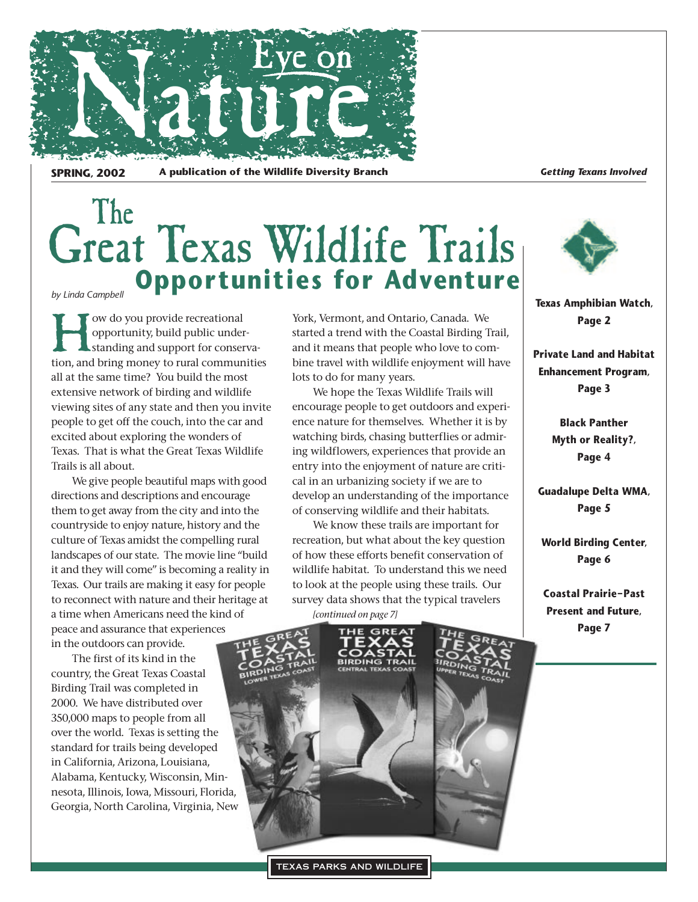# Eye on Nature

**SPRING, 2002** **A publication of the Wildlife Diversity Branch** ***Getting Texans Involved***

# The Great Texas Wildlife Trails
## Opportunities for Adventure

*by Linda Campbell*

How do you provide recreational opportunity, build public understanding and support for conservation, and bring money to rural communities all at the same time? You build the most extensive network of birding and wildlife viewing sites of any state and then you invite people to get off the couch, into the car and excited about exploring the wonders of Texas. That is what the Great Texas Wildlife Trails is all about.

We give people beautiful maps with good directions and descriptions and encourage them to get away from the city and into the countryside to enjoy nature, history and the culture of Texas amidst the compelling rural landscapes of our state. The movie line "build it and they will come" is becoming a reality in Texas. Our trails are making it easy for people to reconnect with nature and their heritage at a time when Americans need the kind of peace and assurance that experiences in the outdoors can provide.

The first of its kind in the country, the Great Texas Coastal Birding Trail was completed in 2000. We have distributed over 350,000 maps to people from all over the world. Texas is setting the standard for trails being developed in California, Arizona, Louisiana, Alabama, Kentucky, Wisconsin, Minnesota, Illinois, Iowa, Missouri, Florida, Georgia, North Carolina, Virginia, New York, Vermont, and Ontario, Canada. We started a trend with the Coastal Birding Trail, and it means that people who love to combine travel with wildlife enjoyment will have lots to do for many years.

We hope the Texas Wildlife Trails will encourage people to get outdoors and experience nature for themselves. Whether it is by watching birds, chasing butterflies or admiring wildflowers, experiences that provide an entry into the enjoyment of nature are critical in an urbanizing society if we are to develop an understanding of the importance of conserving wildlife and their habitats.

We know these trails are important for recreation, but what about the key question of how these efforts benefit conservation of wildlife habitat. To understand this we need to look at the people using these trails. Our survey data shows that the typical travelers

*[continued on page 7]*

THE GREAT TEXAS COASTAL BIRDING TRAIL LOWER TEXAS COAST

THE GREAT TEXAS COASTAL BIRDING TRAIL CENTRAL TEXAS COAST

THE GREAT TEXAS COASTAL BIRDING TRAIL UPPER TEXAS COAST

**Texas Amphibian Watch, Page 2**

**Private Land and Habitat Enhancement Program, Page 3**

**Black Panther Myth or Reality?, Page 4**

**Guadalupe Delta WMA, Page 5**

**World Birding Center, Page 6**

**Coastal Prairie–Past Present and Future, Page 7**

TEXAS PARKS AND WILDLIFE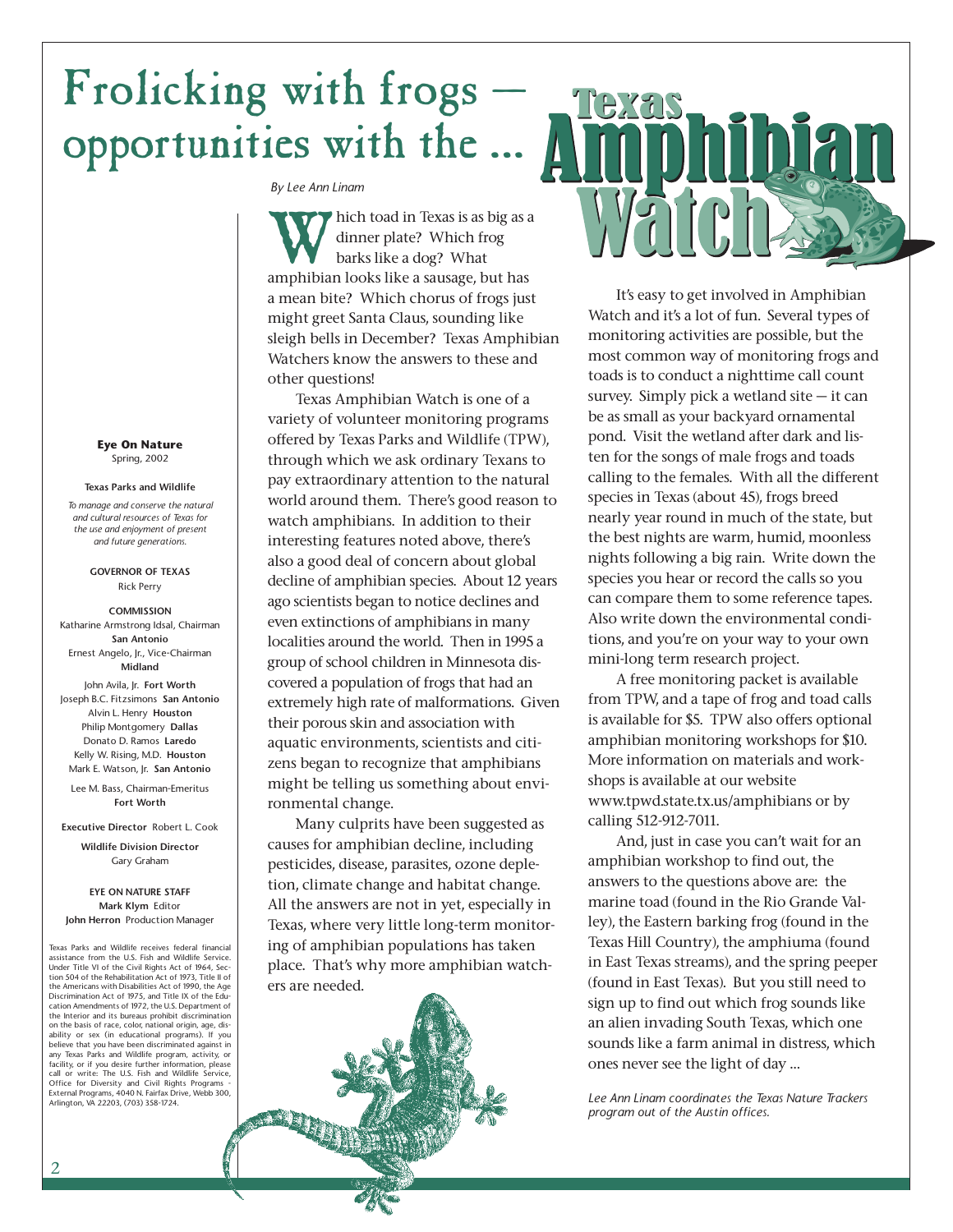# Frolicking with frogs — opportunities with the ... Texas Amphibian Watch

*By Lee Ann Linam*

Which toad in Texas is as big as a dinner plate? Which frog barks like a dog? What amphibian looks like a sausage, but has a mean bite? Which chorus of frogs just might greet Santa Claus, sounding like sleigh bells in December? Texas Amphibian Watchers know the answers to these and other questions!

Texas Amphibian Watch is one of a variety of volunteer monitoring programs offered by Texas Parks and Wildlife (TPW), through which we ask ordinary Texans to pay extraordinary attention to the natural world around them. There's good reason to watch amphibians. In addition to their interesting features noted above, there's also a good deal of concern about global decline of amphibian species. About 12 years ago scientists began to notice declines and even extinctions of amphibians in many localities around the world. Then in 1995 a group of school children in Minnesota discovered a population of frogs that had an extremely high rate of malformations. Given their porous skin and association with aquatic environments, scientists and citizens began to recognize that amphibians might be telling us something about environmental change.

Many culprits have been suggested as causes for amphibian decline, including pesticides, disease, parasites, ozone depletion, climate change and habitat change. All the answers are not in yet, especially in Texas, where very little long-term monitoring of amphibian populations has taken place. That's why more amphibian watchers are needed.

It's easy to get involved in Amphibian Watch and it's a lot of fun. Several types of monitoring activities are possible, but the most common way of monitoring frogs and toads is to conduct a nighttime call count survey. Simply pick a wetland site — it can be as small as your backyard ornamental pond. Visit the wetland after dark and listen for the songs of male frogs and toads calling to the females. With all the different species in Texas (about 45), frogs breed nearly year round in much of the state, but the best nights are warm, humid, moonless nights following a big rain. Write down the species you hear or record the calls so you can compare them to some reference tapes. Also write down the environmental conditions, and you're on your way to your own mini-long term research project.

A free monitoring packet is available from TPW, and a tape of frog and toad calls is available for $5. TPW also offers optional amphibian monitoring workshops for $10. More information on materials and workshops is available at our website www.tpwd.state.tx.us/amphibians or by calling 512-912-7011.

And, just in case you can't wait for an amphibian workshop to find out, the answers to the questions above are: the marine toad (found in the Rio Grande Valley), the Eastern barking frog (found in the Texas Hill Country), the amphiuma (found in East Texas streams), and the spring peeper (found in East Texas). But you still need to sign up to find out which frog sounds like an alien invading South Texas, which one sounds like a farm animal in distress, which ones never see the light of day ...

*Lee Ann Linam coordinates the Texas Nature Trackers program out of the Austin offices.*

---

**Eye On Nature**
Spring, 2002

**Texas Parks and Wildlife**

*To manage and conserve the natural and cultural resources of Texas for the use and enjoyment of present and future generations.*

**GOVERNOR OF TEXAS**
Rick Perry

**COMMISSION**
Katharine Armstrong Idsal, Chairman **San Antonio**
Ernest Angelo, Jr., Vice-Chairman **Midland**
John Avila, Jr. **Fort Worth**
Joseph B.C. Fitzsimons **San Antonio**
Alvin L. Henry **Houston**
Philip Montgomery **Dallas**
Donato D. Ramos **Laredo**
Kelly W. Rising, M.D. **Houston**
Mark E. Watson, Jr. **San Antonio**

Lee M. Bass, Chairman-Emeritus **Fort Worth**

**Executive Director** Robert L. Cook

**Wildlife Division Director**
Gary Graham

**EYE ON NATURE STAFF**
**Mark Klym** Editor
**John Herron** Production Manager

Texas Parks and Wildlife receives federal financial assistance from the U.S. Fish and Wildlife Service. Under Title VI of the Civil Rights Act of 1964, Section 504 of the Rehabilitation Act of 1973, Title II of the Americans with Disabilities Act of 1990, the Age Discrimination Act of 1975, and Title IX of the Education Amendments of 1972, the U.S. Department of the Interior and its bureaus prohibit discrimination on the basis of race, color, national origin, age, disability or sex (in educational programs). If you believe that you have been discriminated against in any Texas Parks and Wildlife program, activity, or facility, or if you desire further information, please call or write: The U.S. Fish and Wildlife Service, Office for Diversity and Civil Rights Programs - External Programs, 4040 N. Fairfax Drive, Webb 300, Arlington, VA 22203, (703) 358-1724.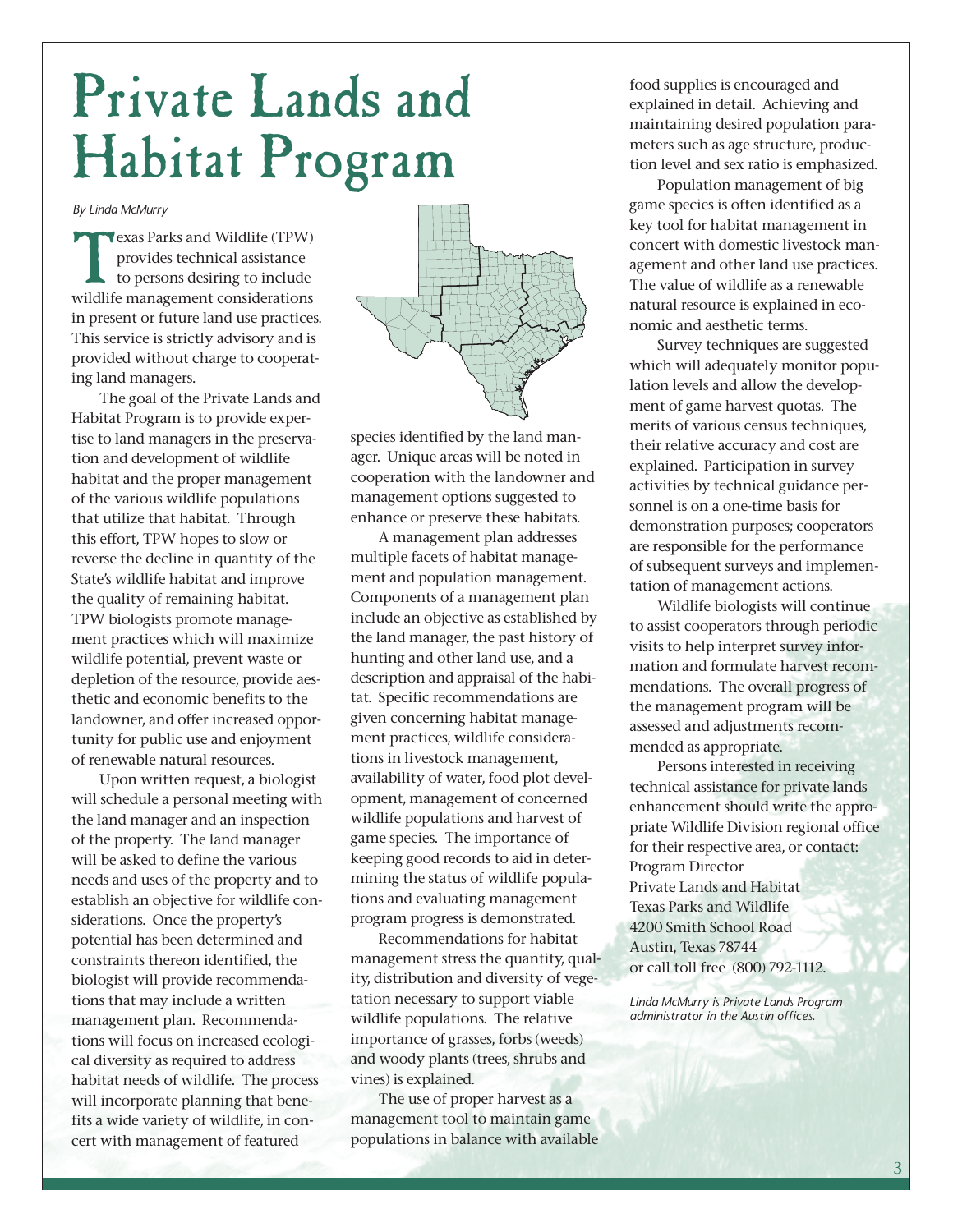# Private Lands and Habitat Program

*By Linda McMurry*

Texas Parks and Wildlife (TPW) provides technical assistance to persons desiring to include wildlife management considerations in present or future land use practices. This service is strictly advisory and is provided without charge to cooperating land managers.

The goal of the Private Lands and Habitat Program is to provide expertise to land managers in the preservation and development of wildlife habitat and the proper management of the various wildlife populations that utilize that habitat. Through this effort, TPW hopes to slow or reverse the decline in quantity of the State's wildlife habitat and improve the quality of remaining habitat. TPW biologists promote management practices which will maximize wildlife potential, prevent waste or depletion of the resource, provide aesthetic and economic benefits to the landowner, and offer increased opportunity for public use and enjoyment of renewable natural resources.

Upon written request, a biologist will schedule a personal meeting with the land manager and an inspection of the property. The land manager will be asked to define the various needs and uses of the property and to establish an objective for wildlife considerations. Once the property's potential has been determined and constraints thereon identified, the biologist will provide recommendations that may include a written management plan. Recommendations will focus on increased ecological diversity as required to address habitat needs of wildlife. The process will incorporate planning that benefits a wide variety of wildlife, in concert with management of featured species identified by the land manager. Unique areas will be noted in cooperation with the landowner and management options suggested to enhance or preserve these habitats.

A management plan addresses multiple facets of habitat management and population management. Components of a management plan include an objective as established by the land manager, the past history of hunting and other land use, and a description and appraisal of the habitat. Specific recommendations are given concerning habitat management practices, wildlife considerations in livestock management, availability of water, food plot development, management of concerned wildlife populations and harvest of game species. The importance of keeping good records to aid in determining the status of wildlife populations and evaluating management program progress is demonstrated.

Recommendations for habitat management stress the quantity, quality, distribution and diversity of vegetation necessary to support viable wildlife populations. The relative importance of grasses, forbs (weeds) and woody plants (trees, shrubs and vines) is explained.

The use of proper harvest as a management tool to maintain game populations in balance with available food supplies is encouraged and explained in detail. Achieving and maintaining desired population parameters such as age structure, production level and sex ratio is emphasized.

Population management of big game species is often identified as a key tool for habitat management in concert with domestic livestock management and other land use practices. The value of wildlife as a renewable natural resource is explained in economic and aesthetic terms.

Survey techniques are suggested which will adequately monitor population levels and allow the development of game harvest quotas. The merits of various census techniques, their relative accuracy and cost are explained. Participation in survey activities by technical guidance personnel is on a one-time basis for demonstration purposes; cooperators are responsible for the performance of subsequent surveys and implementation of management actions.

Wildlife biologists will continue to assist cooperators through periodic visits to help interpret survey information and formulate harvest recommendations. The overall progress of the management program will be assessed and adjustments recommended as appropriate.

Persons interested in receiving technical assistance for private lands enhancement should write the appropriate Wildlife Division regional office for their respective area, or contact:
Program Director
Private Lands and Habitat
Texas Parks and Wildlife
4200 Smith School Road
Austin, Texas 78744
or call toll free (800) 792-1112.

*Linda McMurry is Private Lands Program administrator in the Austin offices.*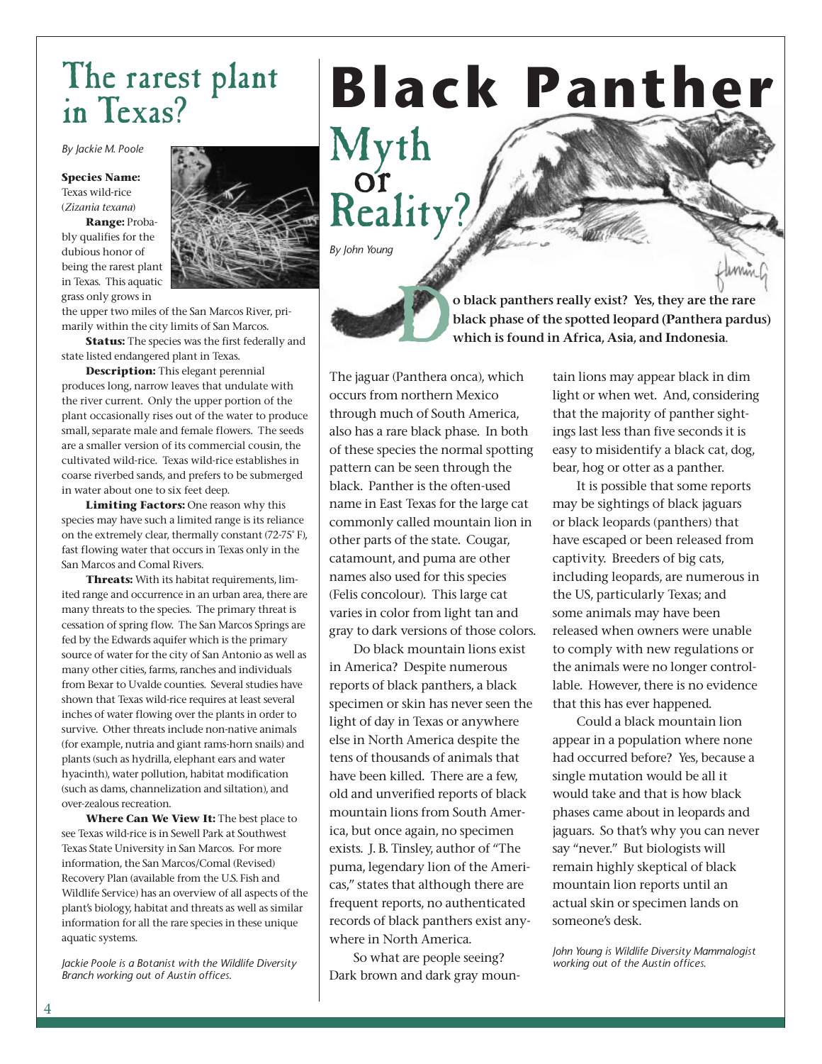# The rarest plant in Texas?

*By Jackie M. Poole*

**Species Name:** Texas wild-rice (*Zizania texana*)

**Range:** Probably qualifies for the dubious honor of being the rarest plant in Texas. This aquatic grass only grows in the upper two miles of the San Marcos River, primarily within the city limits of San Marcos.

**Status:** The species was the first federally and state listed endangered plant in Texas.

**Description:** This elegant perennial produces long, narrow leaves that undulate with the river current. Only the upper portion of the plant occasionally rises out of the water to produce small, separate male and female flowers. The seeds are a smaller version of its commercial cousin, the cultivated wild-rice. Texas wild-rice establishes in coarse riverbed sands, and prefers to be submerged in water about one to six feet deep.

**Limiting Factors:** One reason why this species may have such a limited range is its reliance on the extremely clear, thermally constant (72-75˚ F), fast flowing water that occurs in Texas only in the San Marcos and Comal Rivers.

**Threats:** With its habitat requirements, limited range and occurrence in an urban area, there are many threats to the species. The primary threat is cessation of spring flow. The San Marcos Springs are fed by the Edwards aquifer which is the primary source of water for the city of San Antonio as well as many other cities, farms, ranches and individuals from Bexar to Uvalde counties. Several studies have shown that Texas wild-rice requires at least several inches of water flowing over the plants in order to survive. Other threats include non-native animals (for example, nutria and giant rams-horn snails) and plants (such as hydrilla, elephant ears and water hyacinth), water pollution, habitat modification (such as dams, channelization and siltation), and over-zealous recreation.

**Where Can We View It:** The best place to see Texas wild-rice is in Sewell Park at Southwest Texas State University in San Marcos. For more information, the San Marcos/Comal (Revised) Recovery Plan (available from the U.S. Fish and Wildlife Service) has an overview of all aspects of the plant's biology, habitat and threats as well as similar information for all the rare species in these unique aquatic systems.

*Jackie Poole is a Botanist with the Wildlife Diversity Branch working out of Austin offices.*

# Black Panther Myth or Reality?

*By John Young*

**Do black panthers really exist? Yes, they are the rare black phase of the spotted leopard (Panthera pardus) which is found in Africa, Asia, and Indonesia.**

The jaguar (Panthera onca), which occurs from northern Mexico through much of South America, also has a rare black phase. In both of these species the normal spotting pattern can be seen through the black. Panther is the often-used name in East Texas for the large cat commonly called mountain lion in other parts of the state. Cougar, catamount, and puma are other names also used for this species (Felis concolour). This large cat varies in color from light tan and gray to dark versions of those colors.

Do black mountain lions exist in America? Despite numerous reports of black panthers, a black specimen or skin has never seen the light of day in Texas or anywhere else in North America despite the tens of thousands of animals that have been killed. There are a few, old and unverified reports of black mountain lions from South America, but once again, no specimen exists. J. B. Tinsley, author of "The puma, legendary lion of the Americas," states that although there are frequent reports, no authenticated records of black panthers exist anywhere in North America.

So what are people seeing? Dark brown and dark gray mountain lions may appear black in dim light or when wet. And, considering that the majority of panther sightings last less than five seconds it is easy to misidentify a black cat, dog, bear, hog or otter as a panther.

It is possible that some reports may be sightings of black jaguars or black leopards (panthers) that have escaped or been released from captivity. Breeders of big cats, including leopards, are numerous in the US, particularly Texas; and some animals may have been released when owners were unable to comply with new regulations or the animals were no longer controllable. However, there is no evidence that this has ever happened.

Could a black mountain lion appear in a population where none had occurred before? Yes, because a single mutation would be all it would take and that is how black phases came about in leopards and jaguars. So that's why you can never say "never." But biologists will remain highly skeptical of black mountain lion reports until an actual skin or specimen lands on someone's desk.

*John Young is Wildlife Diversity Mammalogist working out of the Austin offices.*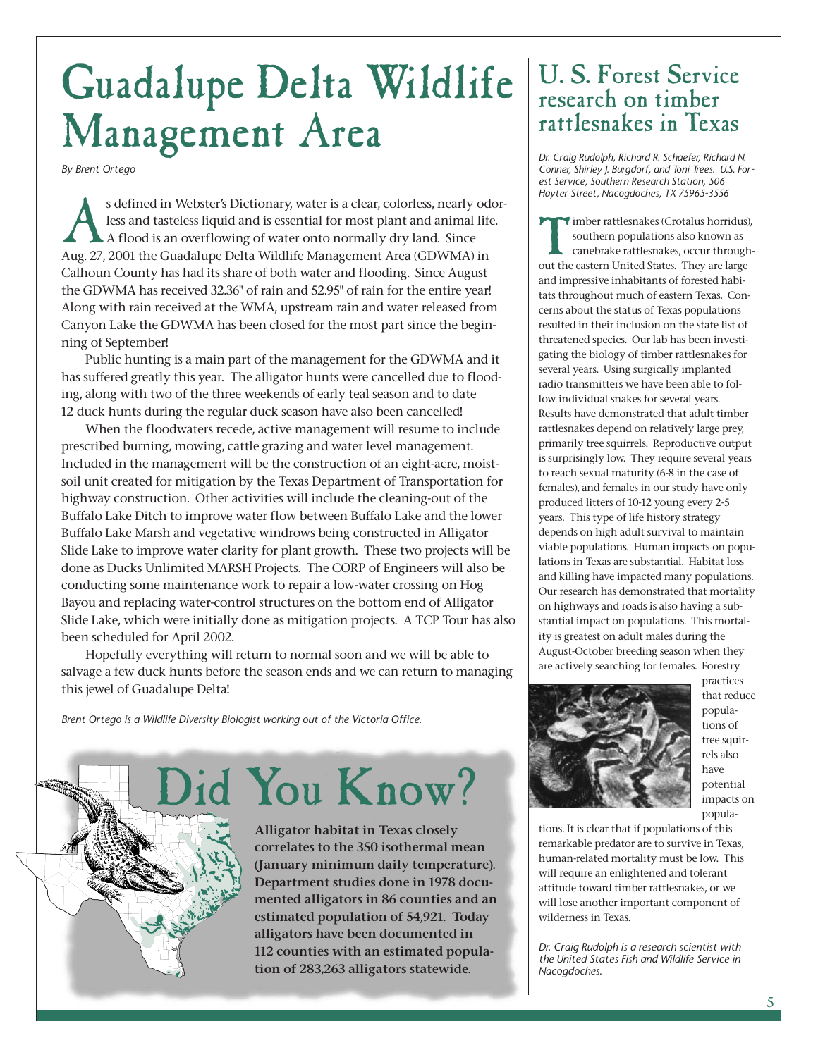# Guadalupe Delta Wildlife Management Area

*By Brent Ortego*

As defined in Webster's Dictionary, water is a clear, colorless, nearly odorless and tasteless liquid and is essential for most plant and animal life. A flood is an overflowing of water onto normally dry land. Since Aug. 27, 2001 the Guadalupe Delta Wildlife Management Area (GDWMA) in Calhoun County has had its share of both water and flooding. Since August the GDWMA has received 32.36" of rain and 52.95" of rain for the entire year! Along with rain received at the WMA, upstream rain and water released from Canyon Lake the GDWMA has been closed for the most part since the beginning of September!

Public hunting is a main part of the management for the GDWMA and it has suffered greatly this year. The alligator hunts were cancelled due to flooding, along with two of the three weekends of early teal season and to date 12 duck hunts during the regular duck season have also been cancelled!

When the floodwaters recede, active management will resume to include prescribed burning, mowing, cattle grazing and water level management. Included in the management will be the construction of an eight-acre, moist-soil unit created for mitigation by the Texas Department of Transportation for highway construction. Other activities will include the cleaning-out of the Buffalo Lake Ditch to improve water flow between Buffalo Lake and the lower Buffalo Lake Marsh and vegetative windrows being constructed in Alligator Slide Lake to improve water clarity for plant growth. These two projects will be done as Ducks Unlimited MARSH Projects. The CORP of Engineers will also be conducting some maintenance work to repair a low-water crossing on Hog Bayou and replacing water-control structures on the bottom end of Alligator Slide Lake, which were initially done as mitigation projects. A TCP Tour has also been scheduled for April 2002.

Hopefully everything will return to normal soon and we will be able to salvage a few duck hunts before the season ends and we can return to managing this jewel of Guadalupe Delta!

*Brent Ortego is a Wildlife Diversity Biologist working out of the Victoria Office.*

## Did You Know?

**Alligator habitat in Texas closely correlates to the 35$^0$ isothermal mean (January minimum daily temperature). Department studies done in 1978 documented alligators in 86 counties and an estimated population of 54,921. Today alligators have been documented in 112 counties with an estimated population of 283,263 alligators statewide.**

# U. S. Forest Service research on timber rattlesnakes in Texas

*Dr. Craig Rudolph, Richard R. Schaefer, Richard N. Conner, Shirley J. Burgdorf, and Toni Trees. U.S. Forest Service, Southern Research Station, 506 Hayter Street, Nacogdoches, TX 75965-3556*

Timber rattlesnakes (Crotalus horridus), southern populations also known as canebrake rattlesnakes, occur throughout the eastern United States. They are large and impressive inhabitants of forested habitats throughout much of eastern Texas. Concerns about the status of Texas populations resulted in their inclusion on the state list of threatened species. Our lab has been investigating the biology of timber rattlesnakes for several years. Using surgically implanted radio transmitters we have been able to follow individual snakes for several years. Results have demonstrated that adult timber rattlesnakes depend on relatively large prey, primarily tree squirrels. Reproductive output is surprisingly low. They require several years to reach sexual maturity (6-8 in the case of females), and females in our study have only produced litters of 10-12 young every 2-5 years. This type of life history strategy depends on high adult survival to maintain viable populations. Human impacts on populations in Texas are substantial. Habitat loss and killing have impacted many populations. Our research has demonstrated that mortality on highways and roads is also having a substantial impact on populations. This mortality is greatest on adult males during the August-October breeding season when they are actively searching for females. Forestry practices that reduce populations of tree squirrels also have potential impacts on populations. It is clear that if populations of this remarkable predator are to survive in Texas, human-related mortality must be low. This will require an enlightened and tolerant attitude toward timber rattlesnakes, or we will lose another important component of wilderness in Texas.

*Dr. Craig Rudolph is a research scientist with the United States Fish and Wildlife Service in Nacogdoches.*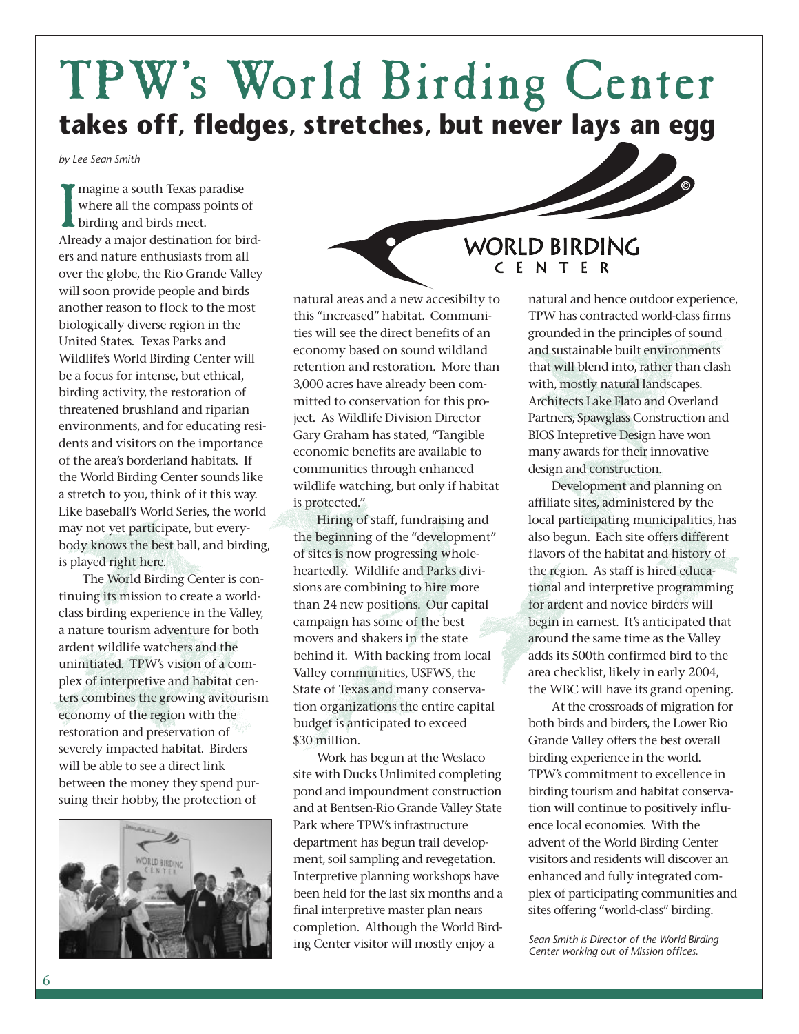# TPW's World Birding Center

## takes off, fledges, stretches, but never lays an egg

*by Lee Sean Smith*

Imagine a south Texas paradise where all the compass points of birding and birds meet. Already a major destination for birders and nature enthusiasts from all over the globe, the Rio Grande Valley will soon provide people and birds another reason to flock to the most biologically diverse region in the United States. Texas Parks and Wildlife's World Birding Center will be a focus for intense, but ethical, birding activity, the restoration of threatened brushland and riparian environments, and for educating residents and visitors on the importance of the area's borderland habitats. If the World Birding Center sounds like a stretch to you, think of it this way. Like baseball's World Series, the world may not yet participate, but everybody knows the best ball, and birding, is played right here.

The World Birding Center is continuing its mission to create a world-class birding experience in the Valley, a nature tourism adventure for both ardent wildlife watchers and the uninitiated. TPW's vision of a complex of interpretive and habitat centers combines the growing avitourism economy of the region with the restoration and preservation of severely impacted habitat. Birders will be able to see a direct link between the money they spend pursuing their hobby, the protection of natural areas and a new accesibilty to this "increased" habitat. Communities will see the direct benefits of an economy based on sound wildland retention and restoration. More than 3,000 acres have already been committed to conservation for this project. As Wildlife Division Director Gary Graham has stated, "Tangible economic benefits are available to communities through enhanced wildlife watching, but only if habitat is protected."

Hiring of staff, fundraising and the beginning of the "development" of sites is now progressing wholeheartedly. Wildlife and Parks divisions are combining to hire more than 24 new positions. Our capital campaign has some of the best movers and shakers in the state behind it. With backing from local Valley communities, USFWS, the State of Texas and many conservation organizations the entire capital budget is anticipated to exceed $30 million.

Work has begun at the Weslaco site with Ducks Unlimited completing pond and impoundment construction and at Bentsen-Rio Grande Valley State Park where TPW's infrastructure department has begun trail development, soil sampling and revegetation. Interpretive planning workshops have been held for the last six months and a final interpretive master plan nears completion. Although the World Birding Center visitor will mostly enjoy a natural and hence outdoor experience, TPW has contracted world-class firms grounded in the principles of sound and sustainable built environments that will blend into, rather than clash with, mostly natural landscapes. Architects Lake Flato and Overland Partners, Spawglass Construction and BIOS Intepretive Design have won many awards for their innovative design and construction.

Development and planning on affiliate sites, administered by the local participating municipalities, has also begun. Each site offers different flavors of the habitat and history of the region. As staff is hired educational and interpretive programming for ardent and novice birders will begin in earnest. It's anticipated that around the same time as the Valley adds its 500th confirmed bird to the area checklist, likely in early 2004, the WBC will have its grand opening.

At the crossroads of migration for both birds and birders, the Lower Rio Grande Valley offers the best overall birding experience in the world. TPW's commitment to excellence in birding tourism and habitat conservation will continue to positively influence local economies. With the advent of the World Birding Center visitors and residents will discover an enhanced and fully integrated complex of participating communities and sites offering "world-class" birding.

*Sean Smith is Director of the World Birding Center working out of Mission offices.*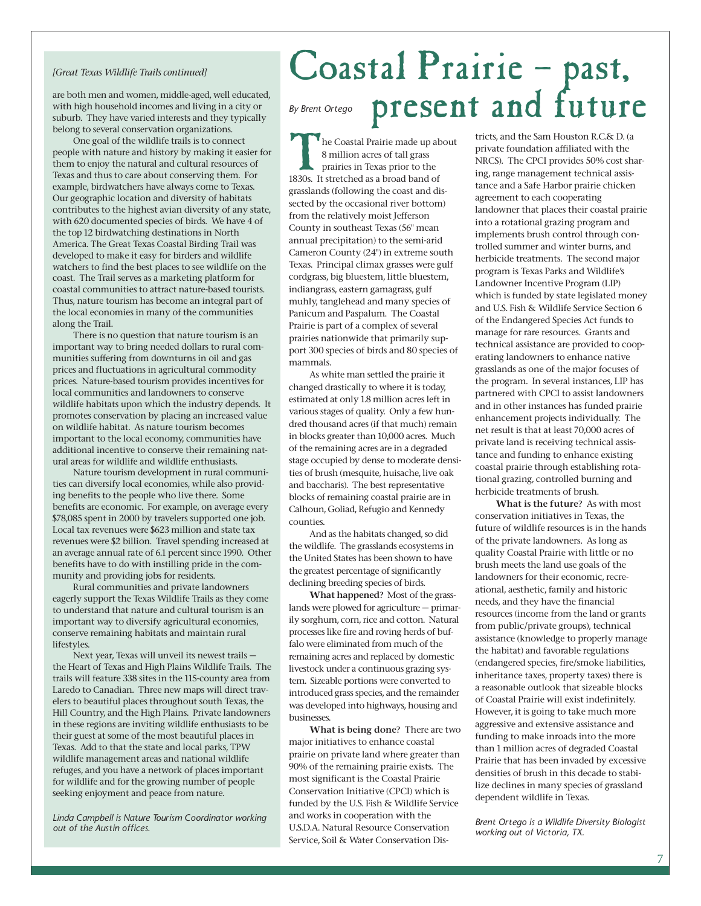*[Great Texas Wildlife Trails continued]*

are both men and women, middle-aged, well educated, with high household incomes and living in a city or suburb. They have varied interests and they typically belong to several conservation organizations.

One goal of the wildlife trails is to connect people with nature and history by making it easier for them to enjoy the natural and cultural resources of Texas and thus to care about conserving them. For example, birdwatchers have always come to Texas. Our geographic location and diversity of habitats contributes to the highest avian diversity of any state, with 620 documented species of birds. We have 4 of the top 12 birdwatching destinations in North America. The Great Texas Coastal Birding Trail was developed to make it easy for birders and wildlife watchers to find the best places to see wildlife on the coast. The Trail serves as a marketing platform for coastal communities to attract nature-based tourists. Thus, nature tourism has become an integral part of the local economies in many of the communities along the Trail.

There is no question that nature tourism is an important way to bring needed dollars to rural communities suffering from downturns in oil and gas prices and fluctuations in agricultural commodity prices. Nature-based tourism provides incentives for local communities and landowners to conserve wildlife habitats upon which the industry depends. It promotes conservation by placing an increased value on wildlife habitat. As nature tourism becomes important to the local economy, communities have additional incentive to conserve their remaining natural areas for wildlife and wildlife enthusiasts.

Nature tourism development in rural communities can diversify local economies, while also providing benefits to the people who live there. Some benefits are economic. For example, on average every $78,085 spent in 2000 by travelers supported one job. Local tax revenues were $623 million and state tax revenues were $2 billion. Travel spending increased at an average annual rate of 6.1 percent since 1990. Other benefits have to do with instilling pride in the community and providing jobs for residents.

Rural communities and private landowners eagerly support the Texas Wildlife Trails as they come to understand that nature and cultural tourism is an important way to diversify agricultural economies, conserve remaining habitats and maintain rural lifestyles.

Next year, Texas will unveil its newest trails — the Heart of Texas and High Plains Wildlife Trails. The trails will feature 338 sites in the 115-county area from Laredo to Canadian. Three new maps will direct travelers to beautiful places throughout south Texas, the Hill Country, and the High Plains. Private landowners in these regions are inviting wildlife enthusiasts to be their guest at some of the most beautiful places in Texas. Add to that the state and local parks, TPW wildlife management areas and national wildlife refuges, and you have a network of places important for wildlife and for the growing number of people seeking enjoyment and peace from nature.

*Linda Campbell is Nature Tourism Coordinator working out of the Austin offices.*

# Coastal Prairie – past, present and future

*By Brent Ortego*

The Coastal Prairie made up about 8 million acres of tall grass prairies in Texas prior to the 1830s. It stretched as a broad band of grasslands (following the coast and dissected by the occasional river bottom) from the relatively moist Jefferson County in southeast Texas (56" mean annual precipitation) to the semi-arid Cameron County (24") in extreme south Texas. Principal climax grasses were gulf cordgrass, big bluestem, little bluestem, indiangrass, eastern gamagrass, gulf muhly, tanglehead and many species of Panicum and Paspalum. The Coastal Prairie is part of a complex of several prairies nationwide that primarily support 300 species of birds and 80 species of mammals.

As white man settled the prairie it changed drastically to where it is today, estimated at only 1.8 million acres left in various stages of quality. Only a few hundred thousand acres (if that much) remain in blocks greater than 10,000 acres. Much of the remaining acres are in a degraded stage occupied by dense to moderate densities of brush (mesquite, huisache, live oak and baccharis). The best representative blocks of remaining coastal prairie are in Calhoun, Goliad, Refugio and Kennedy counties.

And as the habitats changed, so did the wildlife. The grasslands ecosystems in the United States has been shown to have the greatest percentage of significantly declining breeding species of birds.

**What happened?** Most of the grasslands were plowed for agriculture — primarily sorghum, corn, rice and cotton. Natural processes like fire and roving herds of buffalo were eliminated from much of the remaining acres and replaced by domestic livestock under a continuous grazing system. Sizeable portions were converted to introduced grass species, and the remainder was developed into highways, housing and businesses.

**What is being done?** There are two major initiatives to enhance coastal prairie on private land where greater than 90% of the remaining prairie exists. The most significant is the Coastal Prairie Conservation Initiative (CPCI) which is funded by the U.S. Fish & Wildlife Service and works in cooperation with the U.S.D.A. Natural Resource Conservation Service, Soil & Water Conservation Districts, and the Sam Houston R.C.& D. (a private foundation affiliated with the NRCS). The CPCI provides 50% cost sharing, range management technical assistance and a Safe Harbor prairie chicken agreement to each cooperating landowner that places their coastal prairie into a rotational grazing program and implements brush control through controlled summer and winter burns, and herbicide treatments. The second major program is Texas Parks and Wildlife's Landowner Incentive Program (LIP) which is funded by state legislated money and U.S. Fish & Wildlife Service Section 6 of the Endangered Species Act funds to manage for rare resources. Grants and technical assistance are provided to cooperating landowners to enhance native grasslands as one of the major focuses of the program. In several instances, LIP has partnered with CPCI to assist landowners and in other instances has funded prairie enhancement projects individually. The net result is that at least 70,000 acres of private land is receiving technical assistance and funding to enhance existing coastal prairie through establishing rotational grazing, controlled burning and herbicide treatments of brush.

**What is the future?** As with most conservation initiatives in Texas, the future of wildlife resources is in the hands of the private landowners. As long as quality Coastal Prairie with little or no brush meets the land use goals of the landowners for their economic, recreational, aesthetic, family and historic needs, and they have the financial resources (income from the land or grants from public/private groups), technical assistance (knowledge to properly manage the habitat) and favorable regulations (endangered species, fire/smoke liabilities, inheritance taxes, property taxes) there is a reasonable outlook that sizeable blocks of Coastal Prairie will exist indefinitely. However, it is going to take much more aggressive and extensive assistance and funding to make inroads into the more than 1 million acres of degraded Coastal Prairie that has been invaded by excessive densities of brush in this decade to stabilize declines in many species of grassland dependent wildlife in Texas.

*Brent Ortego is a Wildlife Diversity Biologist working out of Victoria, TX.*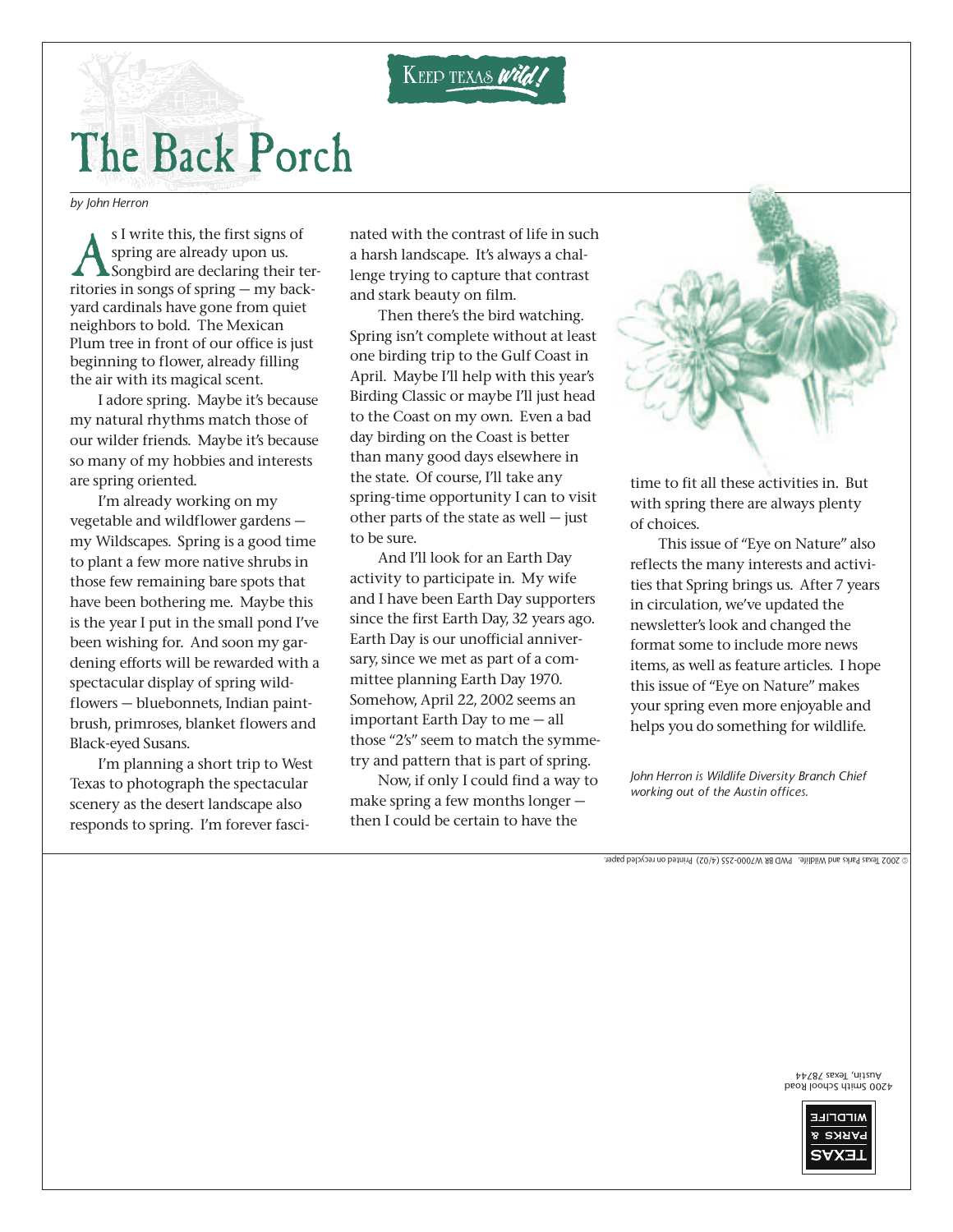KEEP TEXAS *Wild!*

# The Back Porch

*by John Herron*

As I write this, the first signs of spring are already upon us. Songbird are declaring their territories in songs of spring — my backyard cardinals have gone from quiet neighbors to bold. The Mexican Plum tree in front of our office is just beginning to flower, already filling the air with its magical scent.

I adore spring. Maybe it's because my natural rhythms match those of our wilder friends. Maybe it's because so many of my hobbies and interests are spring oriented.

I'm already working on my vegetable and wildflower gardens — my Wildscapes. Spring is a good time to plant a few more native shrubs in those few remaining bare spots that have been bothering me. Maybe this is the year I put in the small pond I've been wishing for. And soon my gardening efforts will be rewarded with a spectacular display of spring wildflowers — bluebonnets, Indian paintbrush, primroses, blanket flowers and Black-eyed Susans.

I'm planning a short trip to West Texas to photograph the spectacular scenery as the desert landscape also responds to spring. I'm forever fascinated with the contrast of life in such a harsh landscape. It's always a challenge trying to capture that contrast and stark beauty on film.

Then there's the bird watching. Spring isn't complete without at least one birding trip to the Gulf Coast in April. Maybe I'll help with this year's Birding Classic or maybe I'll just head to the Coast on my own. Even a bad day birding on the Coast is better than many good days elsewhere in the state. Of course, I'll take any spring-time opportunity I can to visit other parts of the state as well — just to be sure.

And I'll look for an Earth Day activity to participate in. My wife and I have been Earth Day supporters since the first Earth Day, 32 years ago. Earth Day is our unofficial anniversary, since we met as part of a committee planning Earth Day 1970. Somehow, April 22, 2002 seems an important Earth Day to me — all those "2's" seem to match the symmetry and pattern that is part of spring.

Now, if only I could find a way to make spring a few months longer — then I could be certain to have the time to fit all these activities in. But with spring there are always plenty of choices.

This issue of "Eye on Nature" also reflects the many interests and activities that Spring brings us. After 7 years in circulation, we've updated the newsletter's look and changed the format some to include more news items, as well as feature articles. I hope this issue of "Eye on Nature" makes your spring even more enjoyable and helps you do something for wildlife.

*John Herron is Wildlife Diversity Branch Chief working out of the Austin offices.*

© 2002 Texas Parks and Wildlife. PWD BR W7000-255 (4/02) Printed on recycled paper.

TEXAS PARKS & WILDLIFE

4200 Smith School Road
Austin, Texas 78744